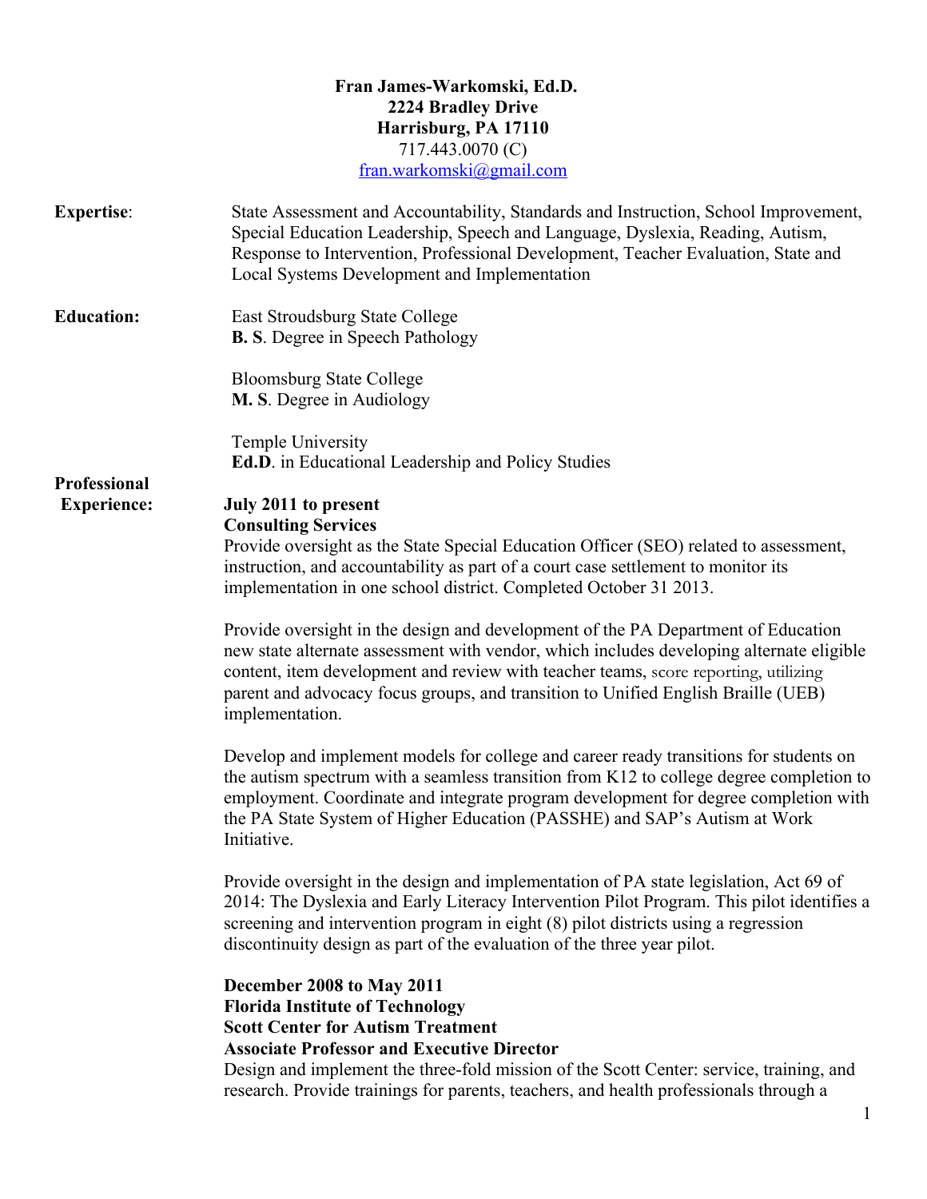**Fran James-Warkomski, Ed.D.**
**2224 Bradley Drive**
**Harrisburg, PA 17110**
717.443.0070 (C)
fran.warkomski@gmail.com

**Expertise**: State Assessment and Accountability, Standards and Instruction, School Improvement, Special Education Leadership, Speech and Language, Dyslexia, Reading, Autism, Response to Intervention, Professional Development, Teacher Evaluation, State and Local Systems Development and Implementation

**Education:**

East Stroudsburg State College
**B. S**. Degree in Speech Pathology

Bloomsburg State College
**M. S**. Degree in Audiology

Temple University
**Ed.D**. in Educational Leadership and Policy Studies

**Professional Experience:**

**July 2011 to present**
**Consulting Services**
Provide oversight as the State Special Education Officer (SEO) related to assessment, instruction, and accountability as part of a court case settlement to monitor its implementation in one school district. Completed October 31 2013.

Provide oversight in the design and development of the PA Department of Education new state alternate assessment with vendor, which includes developing alternate eligible content, item development and review with teacher teams, score reporting, utilizing parent and advocacy focus groups, and transition to Unified English Braille (UEB) implementation.

Develop and implement models for college and career ready transitions for students on the autism spectrum with a seamless transition from K12 to college degree completion to employment. Coordinate and integrate program development for degree completion with the PA State System of Higher Education (PASSHE) and SAP's Autism at Work Initiative.

Provide oversight in the design and implementation of PA state legislation, Act 69 of 2014: The Dyslexia and Early Literacy Intervention Pilot Program. This pilot identifies a screening and intervention program in eight (8) pilot districts using a regression discontinuity design as part of the evaluation of the three year pilot.

**December 2008 to May 2011**
**Florida Institute of Technology**
**Scott Center for Autism Treatment**
**Associate Professor and Executive Director**
Design and implement the three-fold mission of the Scott Center: service, training, and research. Provide trainings for parents, teachers, and health professionals through a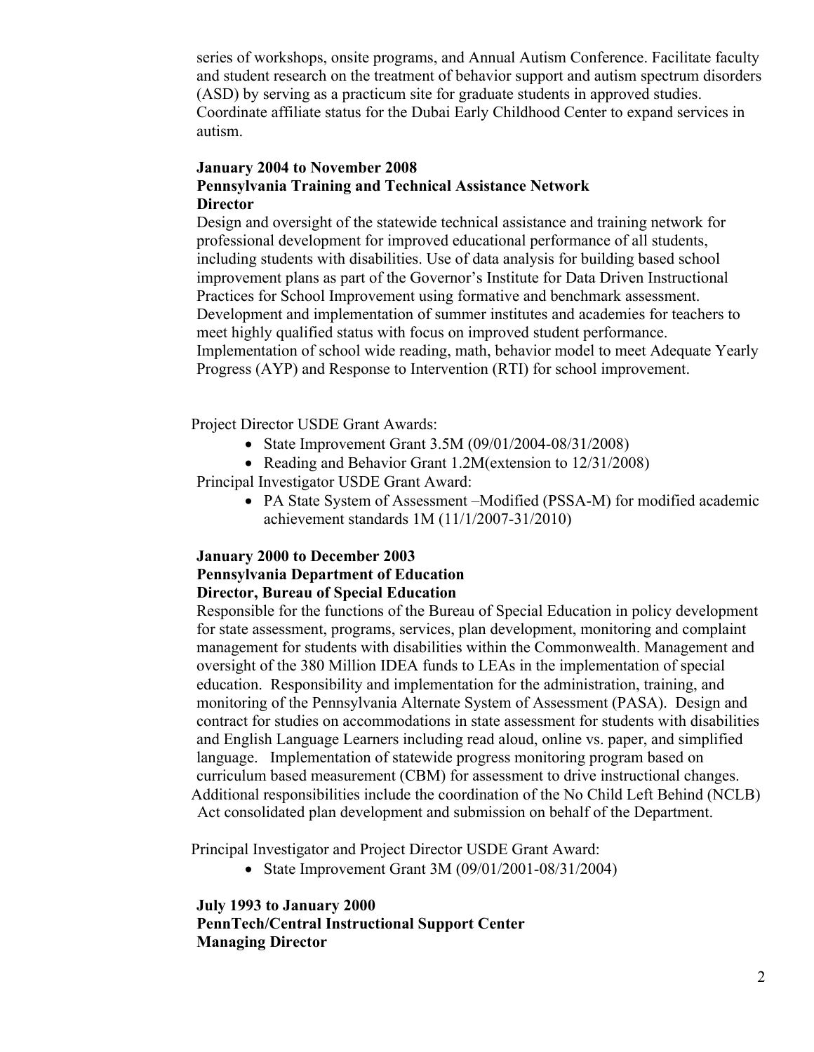series of workshops, onsite programs, and Annual Autism Conference. Facilitate faculty and student research on the treatment of behavior support and autism spectrum disorders (ASD) by serving as a practicum site for graduate students in approved studies. Coordinate affiliate status for the Dubai Early Childhood Center to expand services in autism.

**January 2004 to November 2008**
**Pennsylvania Training and Technical Assistance Network**
**Director**

Design and oversight of the statewide technical assistance and training network for professional development for improved educational performance of all students, including students with disabilities. Use of data analysis for building based school improvement plans as part of the Governor's Institute for Data Driven Instructional Practices for School Improvement using formative and benchmark assessment. Development and implementation of summer institutes and academies for teachers to meet highly qualified status with focus on improved student performance. Implementation of school wide reading, math, behavior model to meet Adequate Yearly Progress (AYP) and Response to Intervention (RTI) for school improvement.

Project Director USDE Grant Awards:

- State Improvement Grant 3.5M (09/01/2004-08/31/2008)
- Reading and Behavior Grant 1.2M(extension to 12/31/2008)

Principal Investigator USDE Grant Award:

- PA State System of Assessment –Modified (PSSA-M) for modified academic achievement standards 1M (11/1/2007-31/2010)

**January 2000 to December 2003**
**Pennsylvania Department of Education**
**Director, Bureau of Special Education**

Responsible for the functions of the Bureau of Special Education in policy development for state assessment, programs, services, plan development, monitoring and complaint management for students with disabilities within the Commonwealth. Management and oversight of the 380 Million IDEA funds to LEAs in the implementation of special education. Responsibility and implementation for the administration, training, and monitoring of the Pennsylvania Alternate System of Assessment (PASA). Design and contract for studies on accommodations in state assessment for students with disabilities and English Language Learners including read aloud, online vs. paper, and simplified language. Implementation of statewide progress monitoring program based on curriculum based measurement (CBM) for assessment to drive instructional changes. Additional responsibilities include the coordination of the No Child Left Behind (NCLB) Act consolidated plan development and submission on behalf of the Department.

Principal Investigator and Project Director USDE Grant Award:

- State Improvement Grant 3M (09/01/2001-08/31/2004)

**July 1993 to January 2000**
**PennTech/Central Instructional Support Center**
**Managing Director**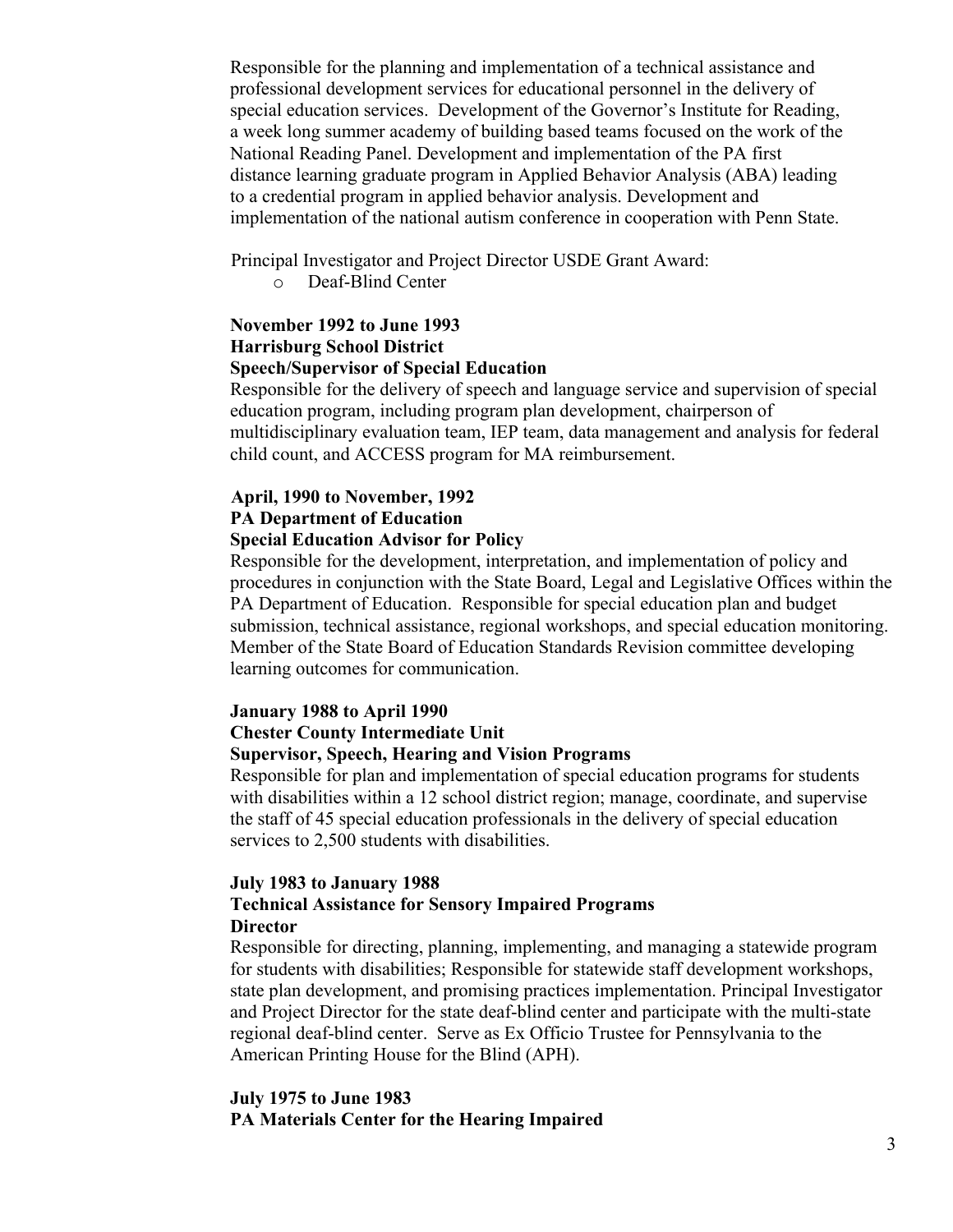Responsible for the planning and implementation of a technical assistance and professional development services for educational personnel in the delivery of special education services. Development of the Governor's Institute for Reading, a week long summer academy of building based teams focused on the work of the National Reading Panel. Development and implementation of the PA first distance learning graduate program in Applied Behavior Analysis (ABA) leading to a credential program in applied behavior analysis. Development and implementation of the national autism conference in cooperation with Penn State.

Principal Investigator and Project Director USDE Grant Award:

- Deaf-Blind Center

**November 1992 to June 1993**
**Harrisburg School District**
**Speech/Supervisor of Special Education**

Responsible for the delivery of speech and language service and supervision of special education program, including program plan development, chairperson of multidisciplinary evaluation team, IEP team, data management and analysis for federal child count, and ACCESS program for MA reimbursement.

**April, 1990 to November, 1992**
**PA Department of Education**
**Special Education Advisor for Policy**

Responsible for the development, interpretation, and implementation of policy and procedures in conjunction with the State Board, Legal and Legislative Offices within the PA Department of Education. Responsible for special education plan and budget submission, technical assistance, regional workshops, and special education monitoring. Member of the State Board of Education Standards Revision committee developing learning outcomes for communication.

**January 1988 to April 1990**
**Chester County Intermediate Unit**
**Supervisor, Speech, Hearing and Vision Programs**

Responsible for plan and implementation of special education programs for students with disabilities within a 12 school district region; manage, coordinate, and supervise the staff of 45 special education professionals in the delivery of special education services to 2,500 students with disabilities.

**July 1983 to January 1988**
**Technical Assistance for Sensory Impaired Programs**
**Director**

Responsible for directing, planning, implementing, and managing a statewide program for students with disabilities; Responsible for statewide staff development workshops, state plan development, and promising practices implementation. Principal Investigator and Project Director for the state deaf-blind center and participate with the multi-state regional deaf-blind center. Serve as Ex Officio Trustee for Pennsylvania to the American Printing House for the Blind (APH).

**July 1975 to June 1983**
**PA Materials Center for the Hearing Impaired**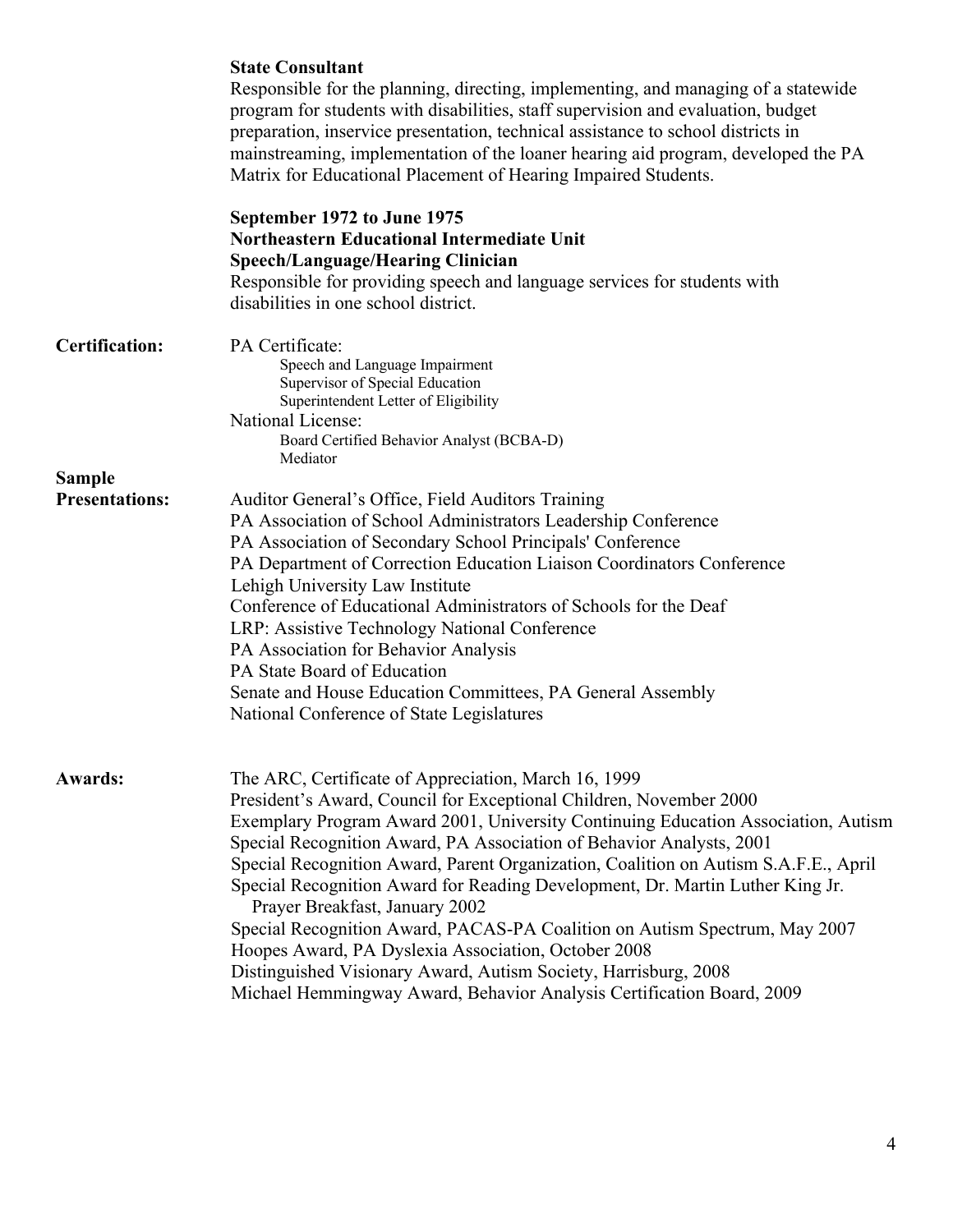**State Consultant**
Responsible for the planning, directing, implementing, and managing of a statewide program for students with disabilities, staff supervision and evaluation, budget preparation, inservice presentation, technical assistance to school districts in mainstreaming, implementation of the loaner hearing aid program, developed the PA Matrix for Educational Placement of Hearing Impaired Students.

**September 1972 to June 1975**
**Northeastern Educational Intermediate Unit**
**Speech/Language/Hearing Clinician**
Responsible for providing speech and language services for students with disabilities in one school district.

**Certification:**

PA Certificate:
- Speech and Language Impairment
- Supervisor of Special Education
- Superintendent Letter of Eligibility

National License:
- Board Certified Behavior Analyst (BCBA-D)
- Mediator

**Sample Presentations:**

- Auditor General's Office, Field Auditors Training
- PA Association of School Administrators Leadership Conference
- PA Association of Secondary School Principals' Conference
- PA Department of Correction Education Liaison Coordinators Conference
- Lehigh University Law Institute
- Conference of Educational Administrators of Schools for the Deaf
- LRP: Assistive Technology National Conference
- PA Association for Behavior Analysis
- PA State Board of Education
- Senate and House Education Committees, PA General Assembly
- National Conference of State Legislatures

**Awards:**

- The ARC, Certificate of Appreciation, March 16, 1999
- President's Award, Council for Exceptional Children, November 2000
- Exemplary Program Award 2001, University Continuing Education Association, Autism
- Special Recognition Award, PA Association of Behavior Analysts, 2001
- Special Recognition Award, Parent Organization, Coalition on Autism S.A.F.E., April
- Special Recognition Award for Reading Development, Dr. Martin Luther King Jr. Prayer Breakfast, January 2002
- Special Recognition Award, PACAS-PA Coalition on Autism Spectrum, May 2007
- Hoopes Award, PA Dyslexia Association, October 2008
- Distinguished Visionary Award, Autism Society, Harrisburg, 2008
- Michael Hemmingway Award, Behavior Analysis Certification Board, 2009